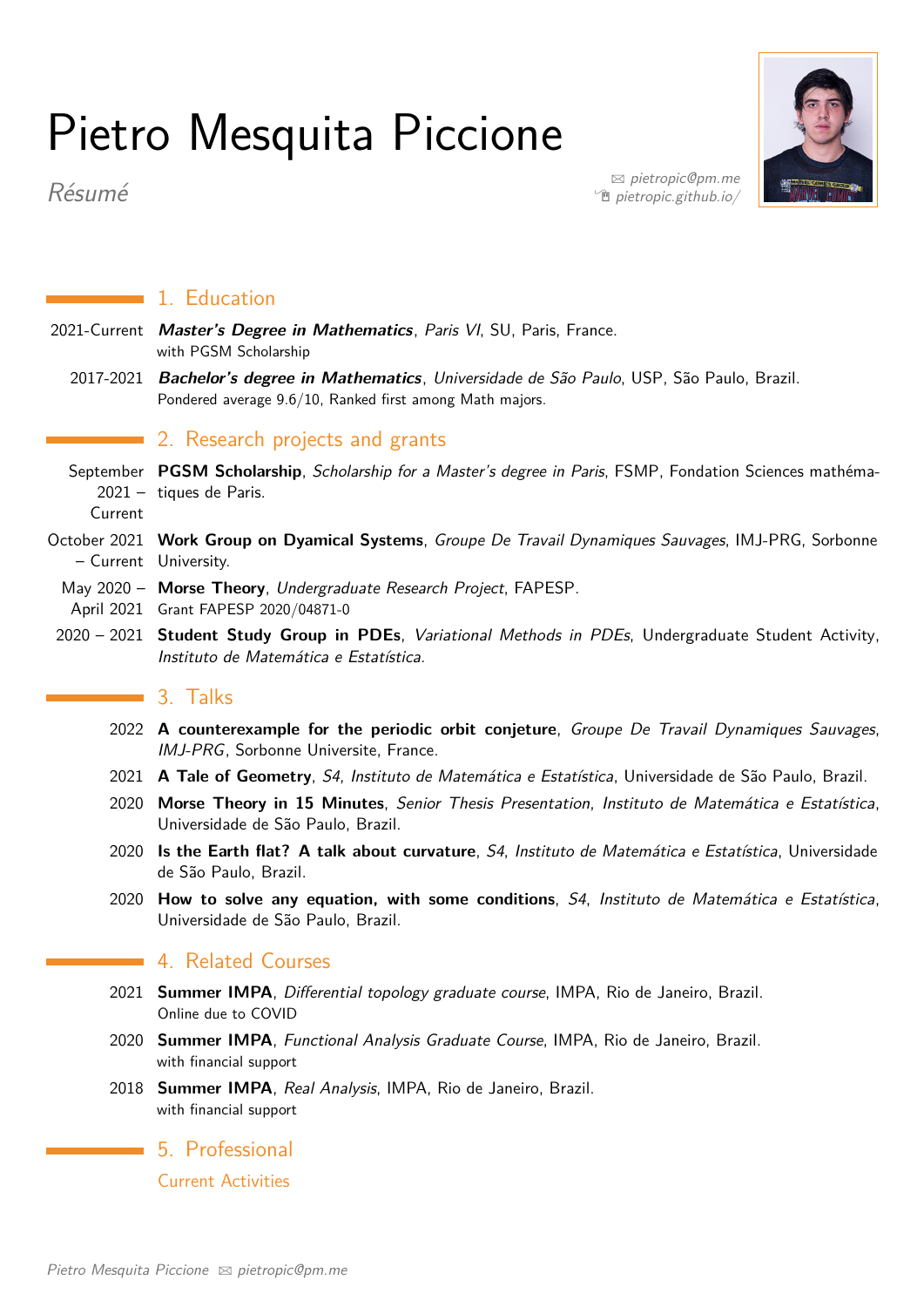# Pietro Mesquita Piccione

*Résumé*

pietropic@pm.me
pietropic.github.io/

## 1. Education

2021-Current ***Master's Degree in Mathematics***, *Paris VI*, SU, Paris, France.
with PGSM Scholarship

2017-2021 ***Bachelor's degree in Mathematics***, *Universidade de São Paulo*, USP, São Paulo, Brazil.
Pondered average 9.6/10, Ranked first among Math majors.

## 2. Research projects and grants

September 2021 – Current **PGSM Scholarship**, *Scholarship for a Master's degree in Paris*, FSMP, Fondation Sciences mathématiques de Paris.

October 2021 – Current **Work Group on Dyamical Systems**, *Groupe De Travail Dynamiques Sauvages*, IMJ-PRG, Sorbonne University.

May 2020 – April 2021 **Morse Theory**, *Undergraduate Research Project*, FAPESP.
Grant FAPESP 2020/04871-0

2020 – 2021 **Student Study Group in PDEs**, *Variational Methods in PDEs*, Undergraduate Student Activity, *Instituto de Matemática e Estatística*.

## 3. Talks

2022 **A counterexample for the periodic orbit conjeture**, *Groupe De Travail Dynamiques Sauvages*, *IMJ-PRG*, Sorbonne Universite, France.

2021 **A Tale of Geometry**, *S4*, *Instituto de Matemática e Estatística*, Universidade de São Paulo, Brazil.

2020 **Morse Theory in 15 Minutes**, *Senior Thesis Presentation*, *Instituto de Matemática e Estatística*, Universidade de São Paulo, Brazil.

2020 **Is the Earth flat? A talk about curvature**, *S4*, *Instituto de Matemática e Estatística*, Universidade de São Paulo, Brazil.

2020 **How to solve any equation, with some conditions**, *S4*, *Instituto de Matemática e Estatística*, Universidade de São Paulo, Brazil.

## 4. Related Courses

2021 **Summer IMPA**, *Differential topology graduate course*, IMPA, Rio de Janeiro, Brazil.
Online due to COVID

2020 **Summer IMPA**, *Functional Analysis Graduate Course*, IMPA, Rio de Janeiro, Brazil.
with financial support

2018 **Summer IMPA**, *Real Analysis*, IMPA, Rio de Janeiro, Brazil.
with financial support

## 5. Professional

### Current Activities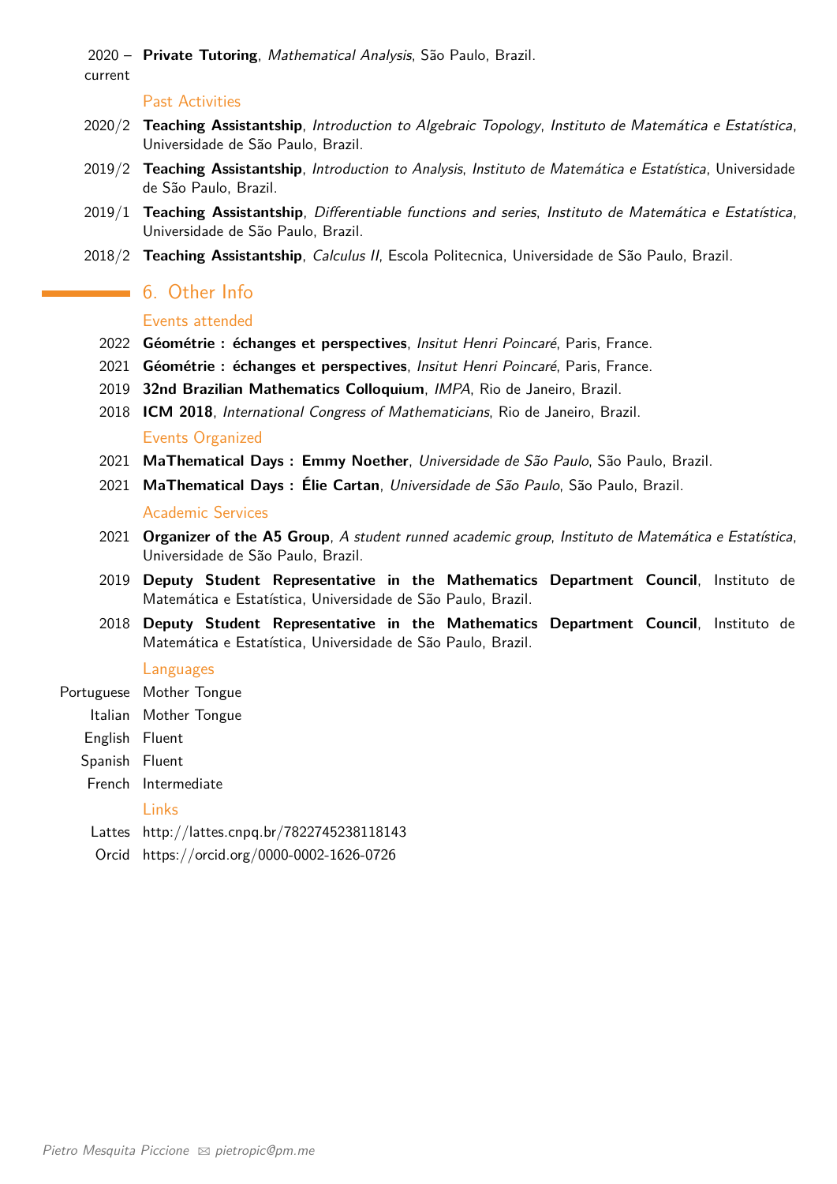2020 – current **Private Tutoring**, *Mathematical Analysis*, São Paulo, Brazil.

### Past Activities

2020/2 **Teaching Assistantship**, *Introduction to Algebraic Topology*, *Instituto de Matemática e Estatística*, Universidade de São Paulo, Brazil.

2019/2 **Teaching Assistantship**, *Introduction to Analysis*, *Instituto de Matemática e Estatística*, Universidade de São Paulo, Brazil.

2019/1 **Teaching Assistantship**, *Differentiable functions and series*, *Instituto de Matemática e Estatística*, Universidade de São Paulo, Brazil.

2018/2 **Teaching Assistantship**, *Calculus II*, Escola Politecnica, Universidade de São Paulo, Brazil.

## 6. Other Info

### Events attended

2022 **Géométrie : échanges et perspectives**, *Insitut Henri Poincaré*, Paris, France.

2021 **Géométrie : échanges et perspectives**, *Insitut Henri Poincaré*, Paris, France.

2019 **32nd Brazilian Mathematics Colloquium**, *IMPA*, Rio de Janeiro, Brazil.

2018 **ICM 2018**, *International Congress of Mathematicians*, Rio de Janeiro, Brazil.

### Events Organized

2021 **MaThematical Days : Emmy Noether**, *Universidade de São Paulo*, São Paulo, Brazil.

2021 **MaThematical Days : Élie Cartan**, *Universidade de São Paulo*, São Paulo, Brazil.

### Academic Services

2021 **Organizer of the A5 Group**, *A student runned academic group*, *Instituto de Matemática e Estatística*, Universidade de São Paulo, Brazil.

2019 **Deputy Student Representative in the Mathematics Department Council**, Instituto de Matemática e Estatística, Universidade de São Paulo, Brazil.

2018 **Deputy Student Representative in the Mathematics Department Council**, Instituto de Matemática e Estatística, Universidade de São Paulo, Brazil.

### Languages

Portuguese Mother Tongue

Italian Mother Tongue

English Fluent

Spanish Fluent

French Intermediate

### Links

Lattes http://lattes.cnpq.br/7822745238118143

Orcid https://orcid.org/0000-0002-1626-0726

*Pietro Mesquita Piccione* ✉ *pietropic@pm.me*